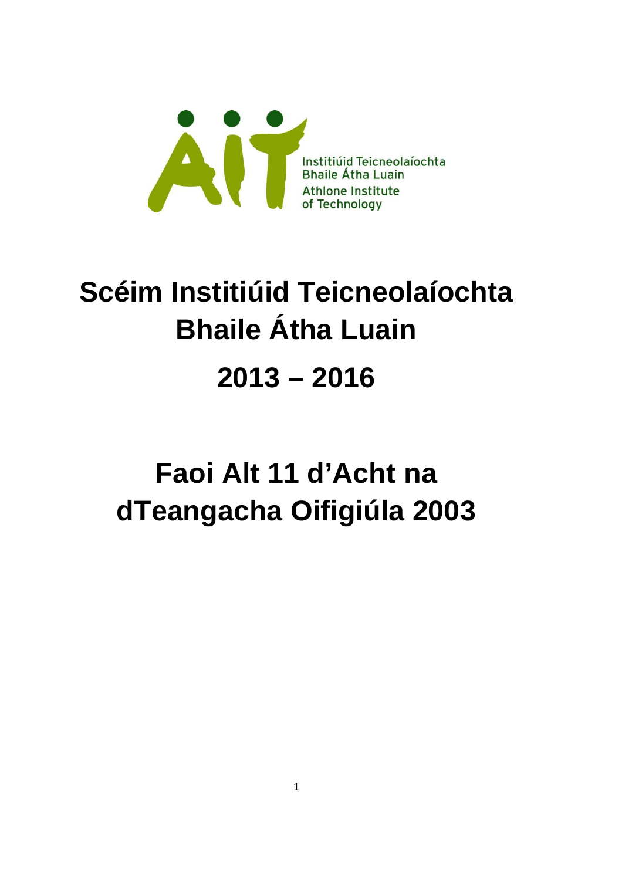Institiúid Teicneolaíochta
Bhaile Átha Luain
Athlone Institute
of Technology

# Scéim Institiúid Teicneolaíochta Bhaile Átha Luain

# 2013 – 2016

# Faoi Alt 11 d'Acht na dTeangacha Oifigiúla 2003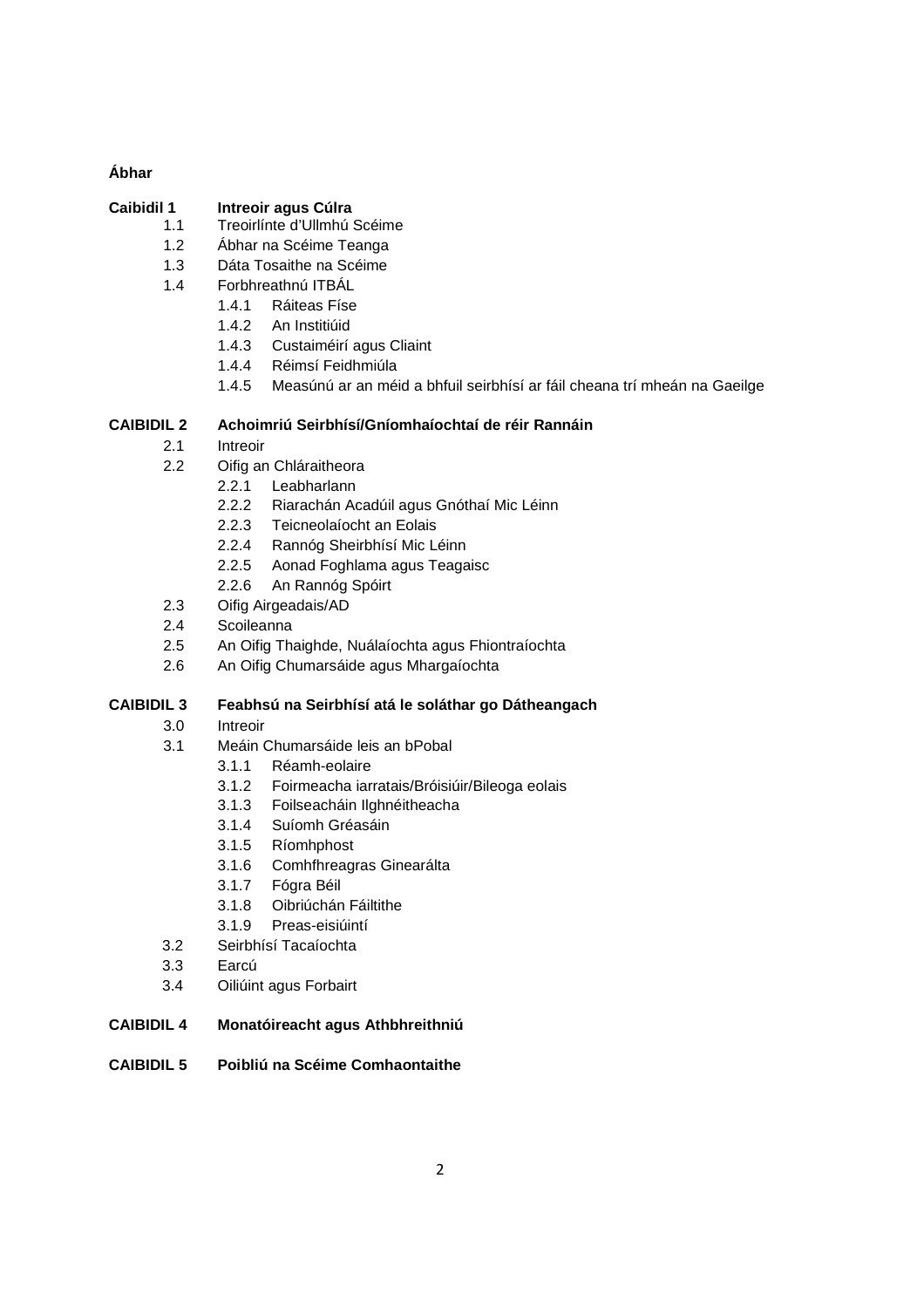**Ábhar**

**Caibidil 1 Intreoir agus Cúlra**

- 1.1 Treoirlínte d'Ullmhú Scéime
- 1.2 Ábhar na Scéime Teanga
- 1.3 Dáta Tosaithe na Scéime
- 1.4 Forbhreathnú ITBÁL
  - 1.4.1 Ráiteas Físe
  - 1.4.2 An Institiúid
  - 1.4.3 Custaiméirí agus Cliaint
  - 1.4.4 Réimsí Feidhmiúla
  - 1.4.5 Measúnú ar an méid a bhfuil seirbhísí ar fáil cheana trí mheán na Gaeilge

**CAIBIDIL 2 Achoimriú Seirbhísí/Gníomhaíochtaí de réir Rannáin**

- 2.1 Intreoir
- 2.2 Oifig an Chláraitheora
  - 2.2.1 Leabharlann
  - 2.2.2 Riarachán Acadúil agus Gnóthaí Mic Léinn
  - 2.2.3 Teicneolaíocht an Eolais
  - 2.2.4 Rannóg Sheirbhísí Mic Léinn
  - 2.2.5 Aonad Foghlama agus Teagaisc
  - 2.2.6 An Rannóg Spóirt
- 2.3 Oifig Airgeadais/AD
- 2.4 Scoileanna
- 2.5 An Oifig Thaighde, Nuálaíochta agus Fhiontraíochta
- 2.6 An Oifig Chumarsáide agus Mhargaíochta

**CAIBIDIL 3 Feabhsú na Seirbhísí atá le soláthar go Dátheangach**

- 3.0 Intreoir
- 3.1 Meáin Chumarsáide leis an bPobal
  - 3.1.1 Réamh-eolaire
  - 3.1.2 Foirmeacha iarratais/Bróisiúir/Bileoga eolais
  - 3.1.3 Foilseacháin Ilghnéitheacha
  - 3.1.4 Suíomh Gréasáin
  - 3.1.5 Ríomhphost
  - 3.1.6 Comhfhreagras Ginearálta
  - 3.1.7 Fógra Béil
  - 3.1.8 Oibriúchán Fáiltithe
  - 3.1.9 Preas-eisiúintí
- 3.2 Seirbhísí Tacaíochta
- 3.3 Earcú
- 3.4 Oiliúint agus Forbairt

**CAIBIDIL 4 Monatóireacht agus Athbhreithniú**

**CAIBIDIL 5 Poibliú na Scéime Comhaontaithe**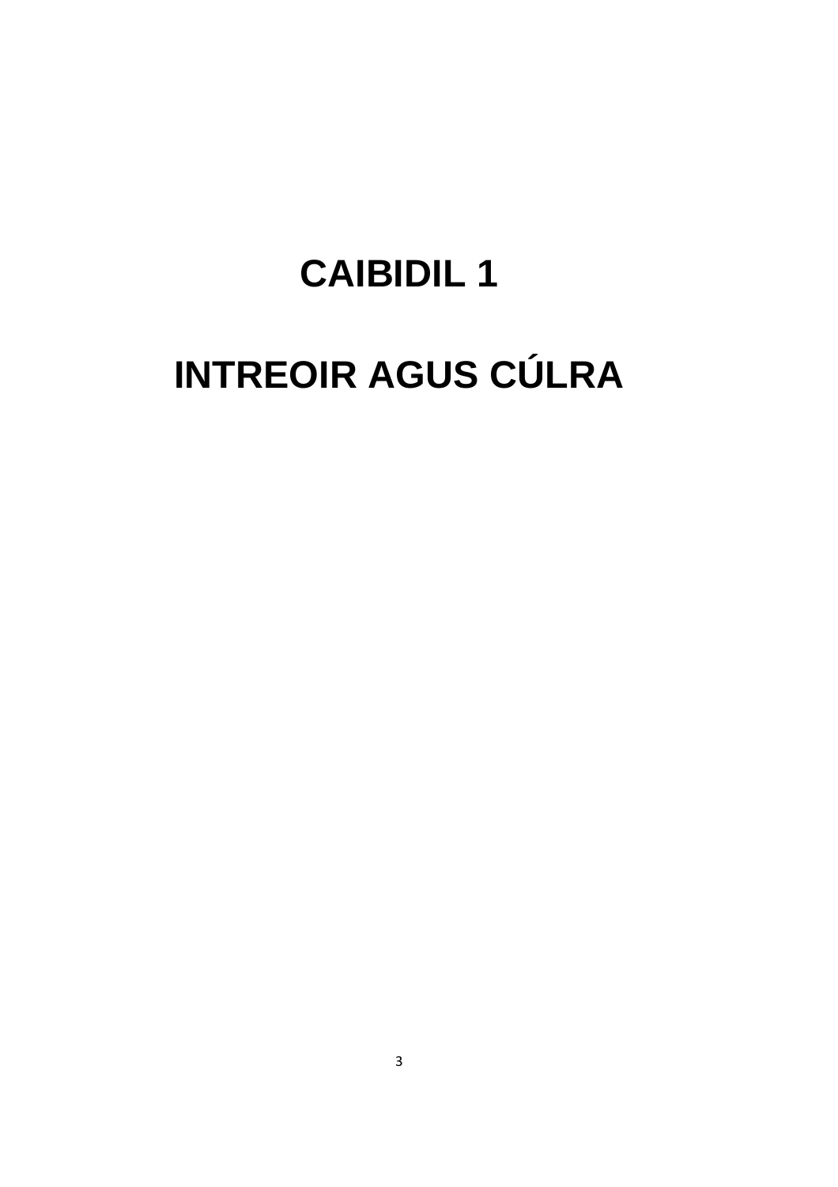# CAIBIDIL 1

# INTREOIR AGUS CÚLRA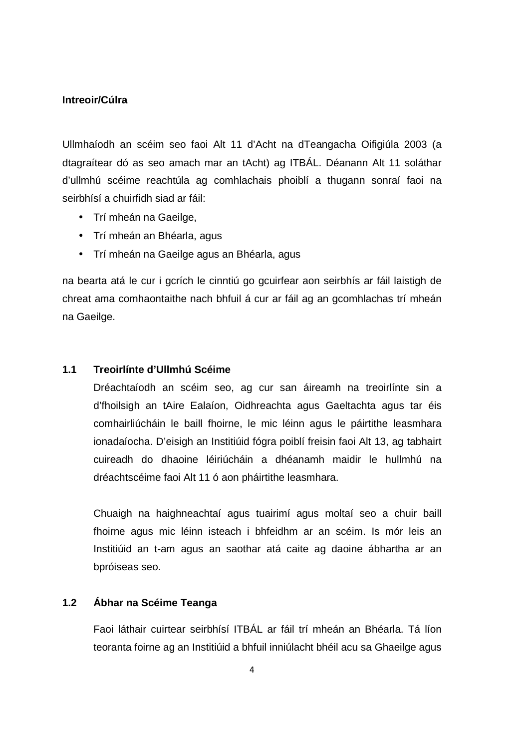**Intreoir/Cúlra**

Ullmhaíodh an scéim seo faoi Alt 11 d'Acht na dTeangacha Oifigiúla 2003 (a dtagraítear dó as seo amach mar an tAcht) ag ITBÁL. Déanann Alt 11 soláthar d'ullmhú scéime reachtúla ag comhlachais phoiblí a thugann sonraí faoi na seirbhísí a chuirfidh siad ar fáil:

- Trí mheán na Gaeilge,
- Trí mheán an Bhéarla, agus
- Trí mheán na Gaeilge agus an Bhéarla, agus

na bearta atá le cur i gcrích le cinntiú go gcuirfear aon seirbhís ar fáil laistigh de chreat ama comhaontaithe nach bhfuil á cur ar fáil ag an gcomhlachas trí mheán na Gaeilge.

## 1.1 Treoirlínte d'Ullmhú Scéime

Dréachtaíodh an scéim seo, ag cur san áireamh na treoirlínte sin a d'fhoilsigh an tAire Ealaíon, Oidhreachta agus Gaeltachta agus tar éis comhairliúcháin le baill fhoirne, le mic léinn agus le páirtithe leasmhara ionadaíocha. D'eisigh an Institiúid fógra poiblí freisin faoi Alt 13, ag tabhairt cuireadh do dhaoine léiriúcháin a dhéanamh maidir le hullmhú na dréachtscéime faoi Alt 11 ó aon pháirtithe leasmhara.

Chuaigh na haighneachtaí agus tuairimí agus moltaí seo a chuir baill fhoirne agus mic léinn isteach i bhfeidhm ar an scéim. Is mór leis an Institiúid an t-am agus an saothar atá caite ag daoine ábhartha ar an bpróiseas seo.

## 1.2 Ábhar na Scéime Teanga

Faoi láthair cuirtear seirbhísí ITBÁL ar fáil trí mheán an Bhéarla. Tá líon teoranta foirne ag an Institiúid a bhfuil inniúlacht bhéil acu sa Ghaeilge agus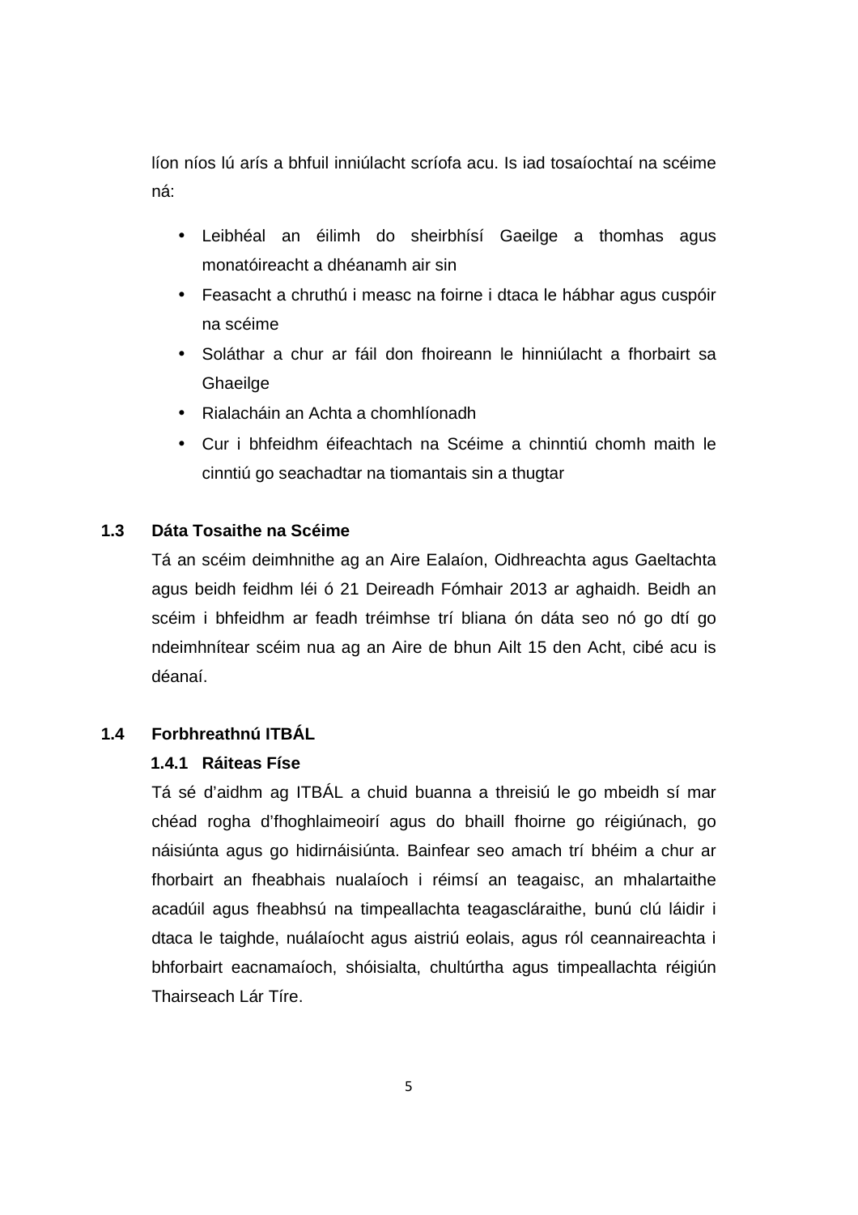líon níos lú arís a bhfuil inniúlacht scríofa acu. Is iad tosaíochtaí na scéime ná:

- Leibhéal an éilimh do sheirbhísí Gaeilge a thomhas agus monatóireacht a dhéanamh air sin
- Feasacht a chruthú i measc na foirne i dtaca le hábhar agus cuspóir na scéime
- Soláthar a chur ar fáil don fhoireann le hinniúlacht a fhorbairt sa Ghaeilge
- Rialacháin an Achta a chomhlíonadh
- Cur i bhfeidhm éifeachtach na Scéime a chinntiú chomh maith le cinntiú go seachadtar na tiomantais sin a thugtar

## 1.3 Dáta Tosaithe na Scéime

Tá an scéim deimhnithe ag an Aire Ealaíon, Oidhreachta agus Gaeltachta agus beidh feidhm léi ó 21 Deireadh Fómhair 2013 ar aghaidh. Beidh an scéim i bhfeidhm ar feadh tréimhse trí bliana ón dáta seo nó go dtí go ndeimhnítear scéim nua ag an Aire de bhun Ailt 15 den Acht, cibé acu is déanaí.

## 1.4 Forbhreathnú ITBÁL

### 1.4.1 Ráiteas Físe

Tá sé d'aidhm ag ITBÁL a chuid buanna a threisiú le go mbeidh sí mar chéad rogha d'fhoghlaimeoirí agus do bhaill fhoirne go réigiúnach, go náisiúnta agus go hidirnáisiúnta. Bainfear seo amach trí bhéim a chur ar fhorbairt an fheabhais nualaíoch i réimsí an teagaisc, an mhalartaithe acadúil agus fheabhsú na timpeallachta teagascláraithe, bunú clú láidir i dtaca le taighde, nuálaíocht agus aistriú eolais, agus ról ceannaireachta i bhforbairt eacnamaíoch, shóisialta, chultúrtha agus timpeallachta réigiún Thairseach Lár Tíre.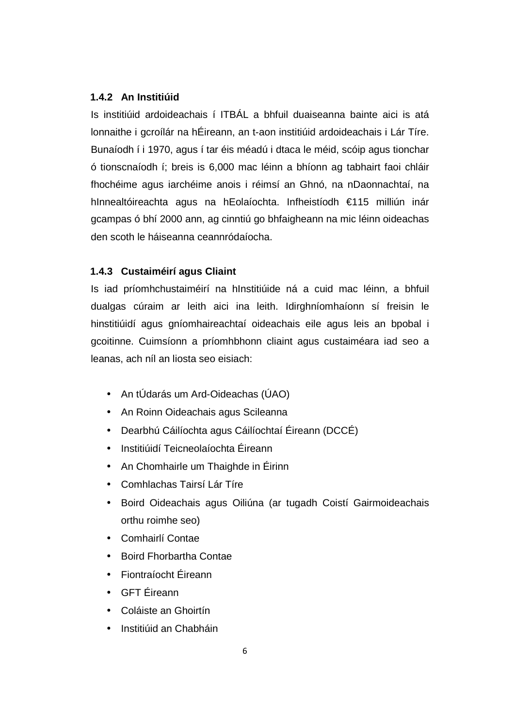### 1.4.2 An Institiúid

Is institiúid ardoideachais í ITBÁL a bhfuil duaiseanna bainte aici is atá lonnaithe i gcroílár na hÉireann, an t-aon institiúid ardoideachais i Lár Tíre. Bunaíodh í i 1970, agus í tar éis méadú i dtaca le méid, scóip agus tionchar ó tionscnaíodh í; breis is 6,000 mac léinn a bhíonn ag tabhairt faoi chláir fhochéime agus iarchéime anois i réimsí an Ghnó, na nDaonnachtaí, na hInnealtóireachta agus na hEolaíochta. Infheistíodh €115 milliún inár gcampas ó bhí 2000 ann, ag cinntiú go bhfaigheann na mic léinn oideachas den scoth le háiseanna ceannródaíocha.

### 1.4.3 Custaiméirí agus Cliaint

Is iad príomhchustaiméirí na hInstitiúide ná a cuid mac léinn, a bhfuil dualgas cúraim ar leith aici ina leith. Idirghníomhaíonn sí freisin le hinstitiúidí agus gníomhaireachtaí oideachais eile agus leis an bpobal i gcoitinne. Cuimsíonn a príomhbhonn cliaint agus custaiméara iad seo a leanas, ach níl an liosta seo eisiach:

- An tÚdarás um Ard-Oideachas (ÚAO)
- An Roinn Oideachais agus Scileanna
- Dearbhú Cáilíochta agus Cáilíochtaí Éireann (DCCÉ)
- Institiúidí Teicneolaíochta Éireann
- An Chomhairle um Thaighde in Éirinn
- Comhlachas Tairsí Lár Tíre
- Boird Oideachais agus Oiliúna (ar tugadh Coistí Gairmoideachais orthu roimhe seo)
- Comhairlí Contae
- Boird Fhorbartha Contae
- Fiontraíocht Éireann
- GFT Éireann
- Coláiste an Ghoirtín
- Institiúid an Chabháin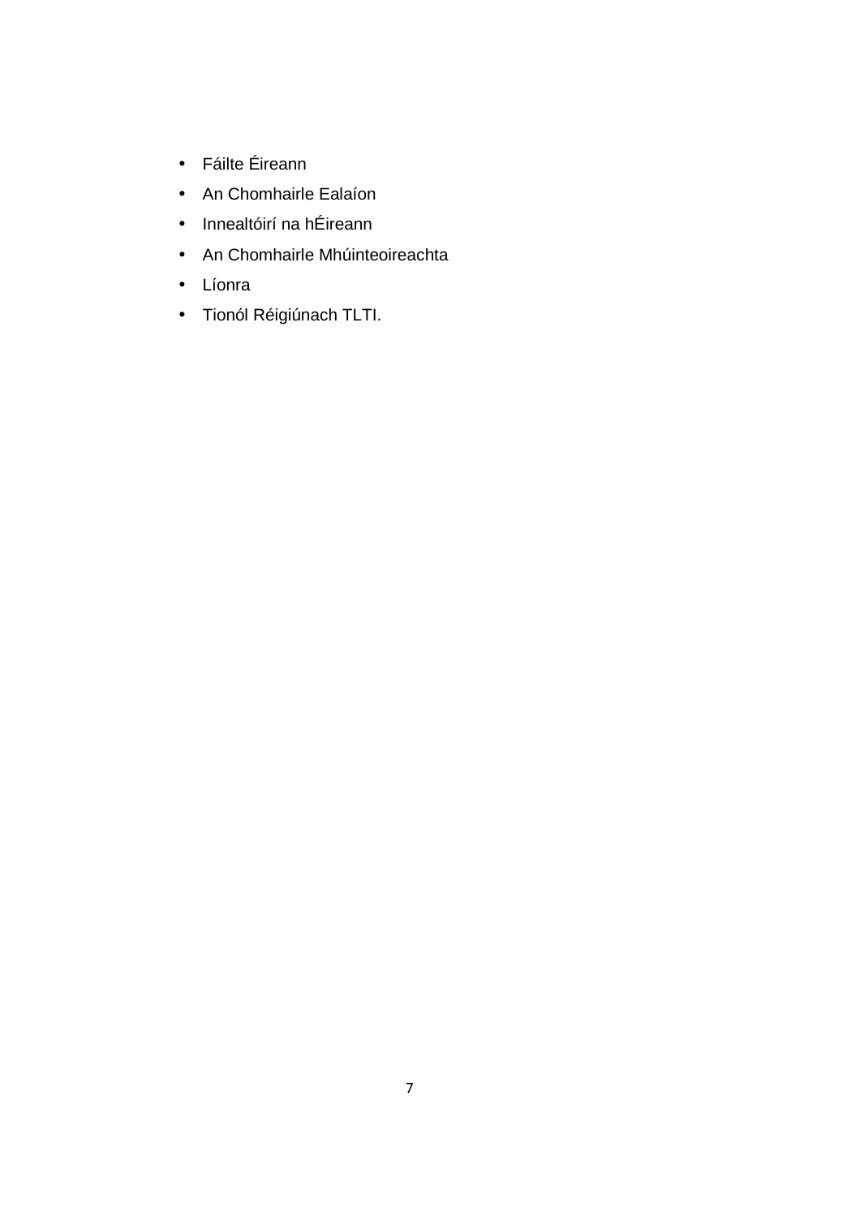- Fáilte Éireann
- An Chomhairle Ealaíon
- Innealtóirí na hÉireann
- An Chomhairle Mhúinteoireachta
- Líonra
- Tionól Réigiúnach TLTI.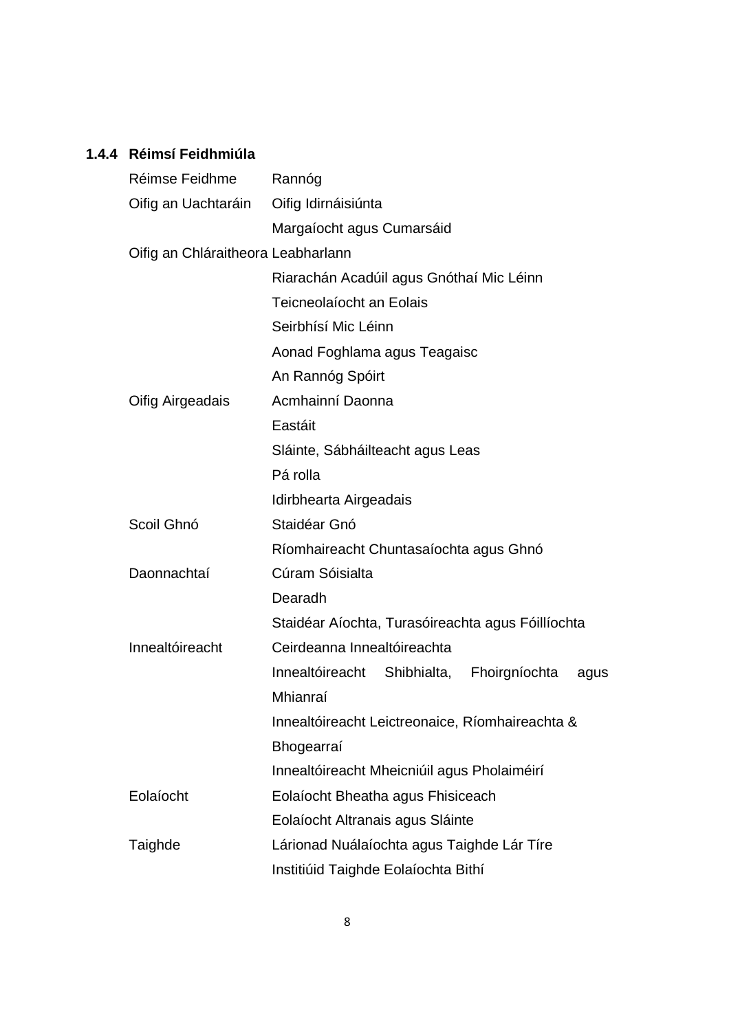### 1.4.4 Réimsí Feidhmiúla

| Réimse Feidhme | Rannóg |
|---|---|
| Oifig an Uachtaráin | Oifig Idirnáisiúnta |
| | Margaíocht agus Cumarsáid |
| Oifig an Chláraitheora | Leabharlann |
| | Riarachán Acadúil agus Gnóthaí Mic Léinn |
| | Teicneolaíocht an Eolais |
| | Seirbhísí Mic Léinn |
| | Aonad Foghlama agus Teagaisc |
| | An Rannóg Spóirt |
| Oifig Airgeadais | Acmhainní Daonna |
| | Eastáit |
| | Sláinte, Sábháilteacht agus Leas |
| | Pá rolla |
| | Idirbhearta Airgeadais |
| Scoil Ghnó | Staidéar Gnó |
| | Ríomhaireacht Chuntasaíochta agus Ghnó |
| Daonnachtaí | Cúram Sóisialta |
| | Dearadh |
| | Staidéar Aíochta, Turasóireachta agus Fóillíochta |
| Innealtóireacht | Ceirdeanna Innealtóireachta |
| | Innealtóireacht Shibhialta, Fhoirgníochta agus Mhianraí |
| | Innealtóireacht Leictreonaice, Ríomhaireachta & Bhogearraí |
| | Innealtóireacht Mheicniúil agus Pholaiméirí |
| Eolaíocht | Eolaíocht Bheatha agus Fhisiceach |
| | Eolaíocht Altranais agus Sláinte |
| Taighde | Lárionad Nuálaíochta agus Taighde Lár Tíre |
| | Institiúid Taighde Eolaíochta Bithí |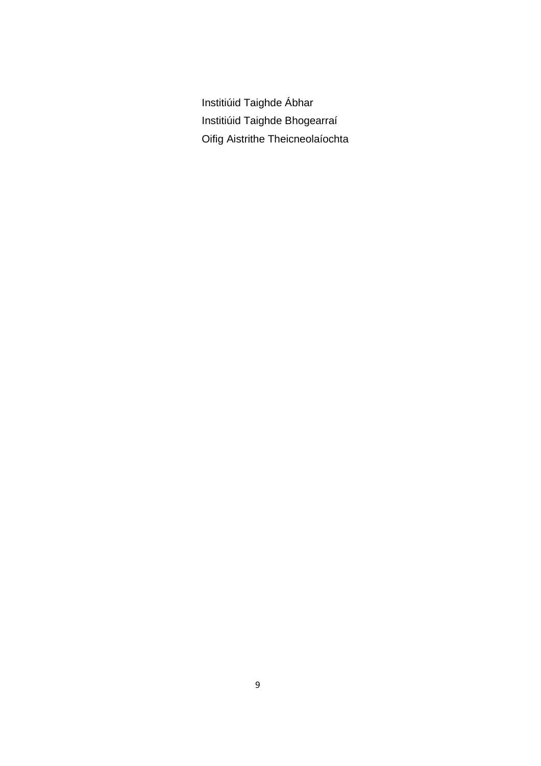Institiúid Taighde Ábhar

Institiúid Taighde Bhogearraí

Oifig Aistrithe Theicneolaíochta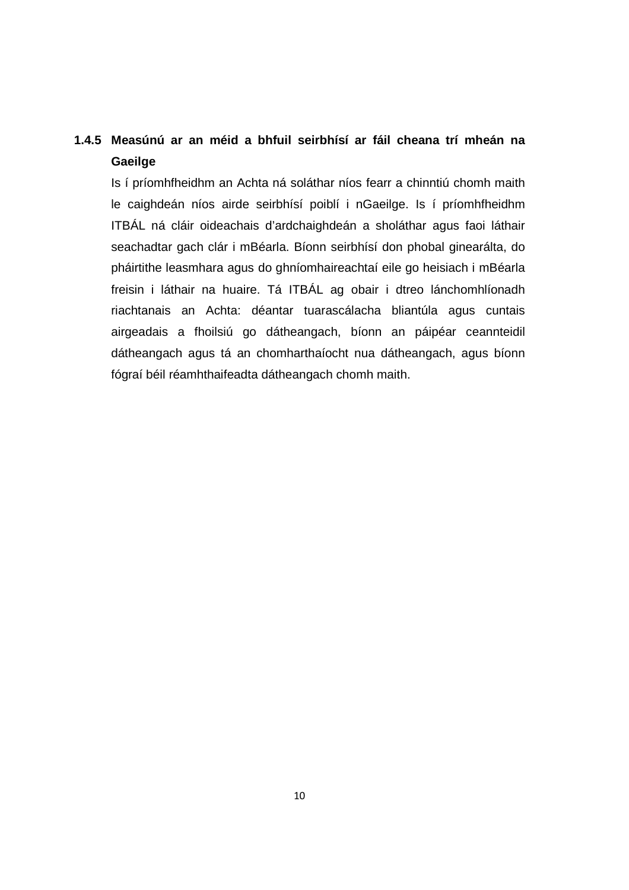### 1.4.5 Measúnú ar an méid a bhfuil seirbhísí ar fáil cheana trí mheán na Gaeilge

Is í príomhfheidhm an Achta ná soláthar níos fearr a chinntiú chomh maith le caighdeán níos airde seirbhísí poiblí i nGaeilge. Is í príomhfheidhm ITBÁL ná cláir oideachais d'ardchaighdeán a sholáthar agus faoi láthair seachadtar gach clár i mBéarla. Bíonn seirbhísí don phobal ginearálta, do pháirtithe leasmhara agus do ghníomhaireachtaí eile go heisiach i mBéarla freisin i láthair na huaire. Tá ITBÁL ag obair i dtreo lánchomhlíonadh riachtanais an Achta: déantar tuarascálacha bliantúla agus cuntais airgeadais a fhoilsiú go dátheangach, bíonn an páipéar ceannteidil dátheangach agus tá an chomharthaíocht nua dátheangach, agus bíonn fógraí béil réamhthaifeadta dátheangach chomh maith.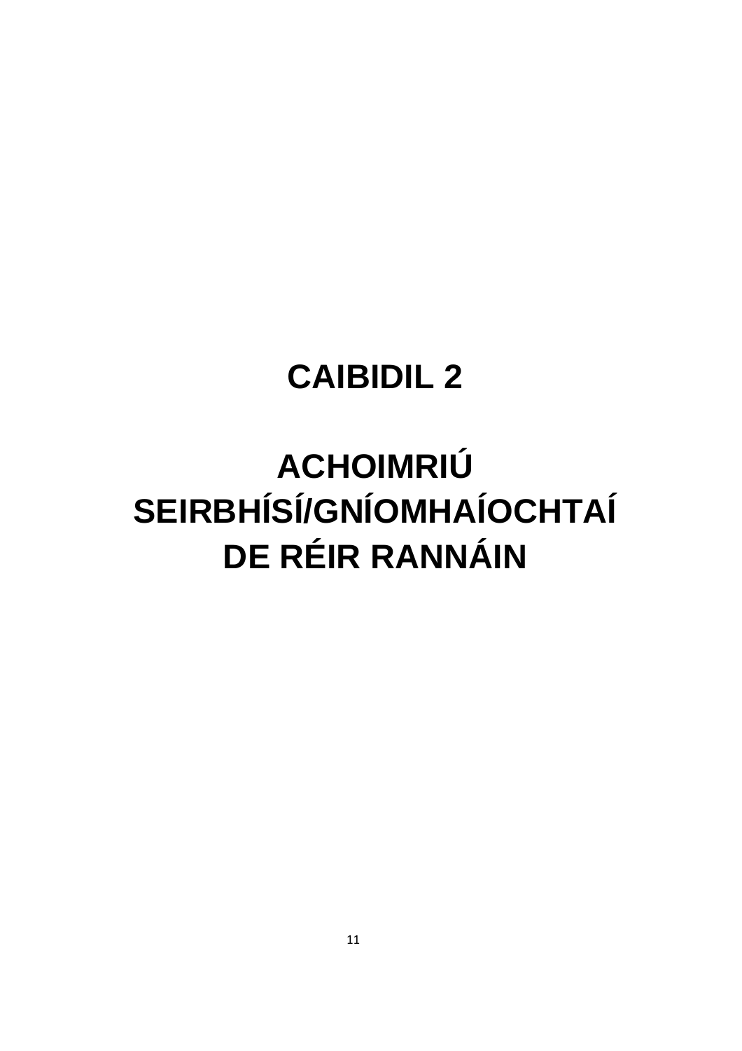# CAIBIDIL 2

# ACHOIMRIÚ SEIRBHÍSÍ/GNÍOMHAÍOCHTAÍ DE RÉIR RANNÁIN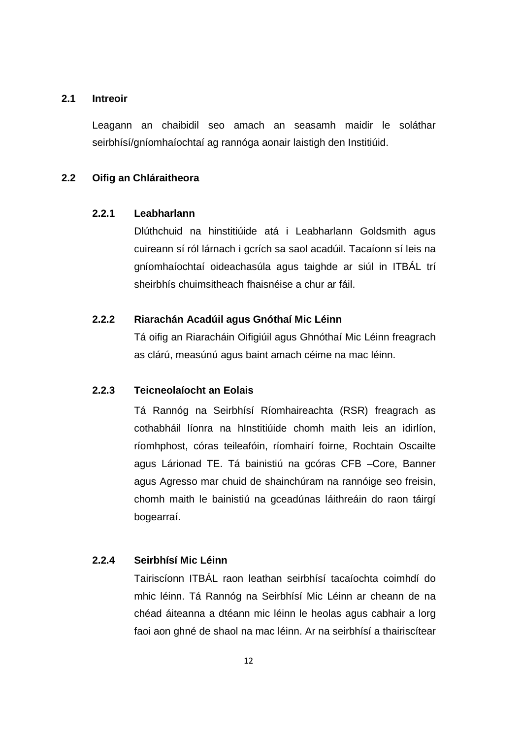## 2.1 Intreoir

Leagann an chaibidil seo amach an seasamh maidir le soláthar seirbhísí/gníomhaíochtaí ag rannóga aonair laistigh den Institiúid.

## 2.2 Oifig an Chláraitheora

### 2.2.1 Leabharlann

Dlúthchuid na hinstitiúide atá i Leabharlann Goldsmith agus cuireann sí ról lárnach i gcrích sa saol acadúil. Tacaíonn sí leis na gníomhaíochtaí oideachasúla agus taighde ar siúl in ITBÁL trí sheirbhís chuimsitheach fhaisnéise a chur ar fáil.

### 2.2.2 Riarachán Acadúil agus Gnóthaí Mic Léinn

Tá oifig an Riaracháin Oifigiúil agus Ghnóthaí Mic Léinn freagrach as clárú, measúnú agus baint amach céime na mac léinn.

### 2.2.3 Teicneolaíocht an Eolais

Tá Rannóg na Seirbhísí Ríomhaireachta (RSR) freagrach as cothabháil líonra na hInstitiúide chomh maith leis an idirlíon, ríomhphost, córas teileafóin, ríomhairí foirne, Rochtain Oscailte agus Lárionad TE. Tá bainistiú na gcóras CFB –Core, Banner agus Agresso mar chuid de shainchúram na rannóige seo freisin, chomh maith le bainistiú na gceadúnas láithreáin do raon táirgí bogearraí.

### 2.2.4 Seirbhísí Mic Léinn

Tairiscíonn ITBÁL raon leathan seirbhísí tacaíochta coimhdí do mhic léinn. Tá Rannóg na Seirbhísí Mic Léinn ar cheann de na chéad áiteanna a dtéann mic léinn le heolas agus cabhair a lorg faoi aon ghné de shaol na mac léinn. Ar na seirbhísí a thairiscítear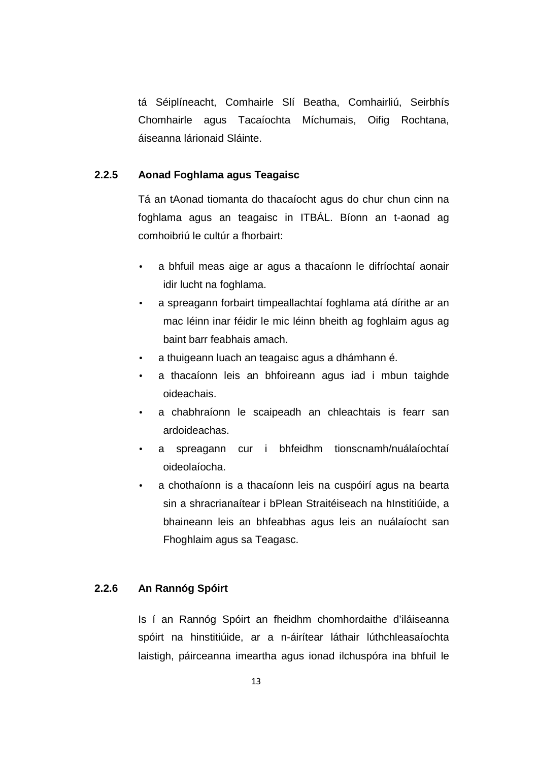tá Séiplíneacht, Comhairle Slí Beatha, Comhairliú, Seirbhís Chomhairle agus Tacaíochta Míchumais, Oifig Rochtana, áiseanna lárionaid Sláinte.

### 2.2.5 Aonad Foghlama agus Teagaisc

Tá an tAonad tiomanta do thacaíocht agus do chur chun cinn na foghlama agus an teagaisc in ITBÁL. Bíonn an t-aonad ag comhoibriú le cultúr a fhorbairt:

- a bhfuil meas aige ar agus a thacaíonn le difríochtaí aonair idir lucht na foghlama.
- a spreagann forbairt timpeallachtaí foghlama atá dírithe ar an mac léinn inar féidir le mic léinn bheith ag foghlaim agus ag baint barr feabhais amach.
- a thuigeann luach an teagaisc agus a dhámhann é.
- a thacaíonn leis an bhfoireann agus iad i mbun taighde oideachais.
- a chabhraíonn le scaipeadh an chleachtais is fearr san ardoideachas.
- a spreagann cur i bhfeidhm tionscnamh/nuálaíochtaí oideolaíocha.
- a chothaíonn is a thacaíonn leis na cuspóirí agus na bearta sin a shracrianaítear i bPlean Straitéiseach na hInstitiúide, a bhaineann leis an bhfeabhas agus leis an nuálaíocht san Fhoghlaim agus sa Teagasc.

### 2.2.6 An Rannóg Spóirt

Is í an Rannóg Spóirt an fheidhm chomhordaithe d’iláiseanna spóirt na hinstitiúide, ar a n-áirítear láthair lúthchleasaíochta laistigh, páirceanna imeartha agus ionad ilchuspóra ina bhfuil le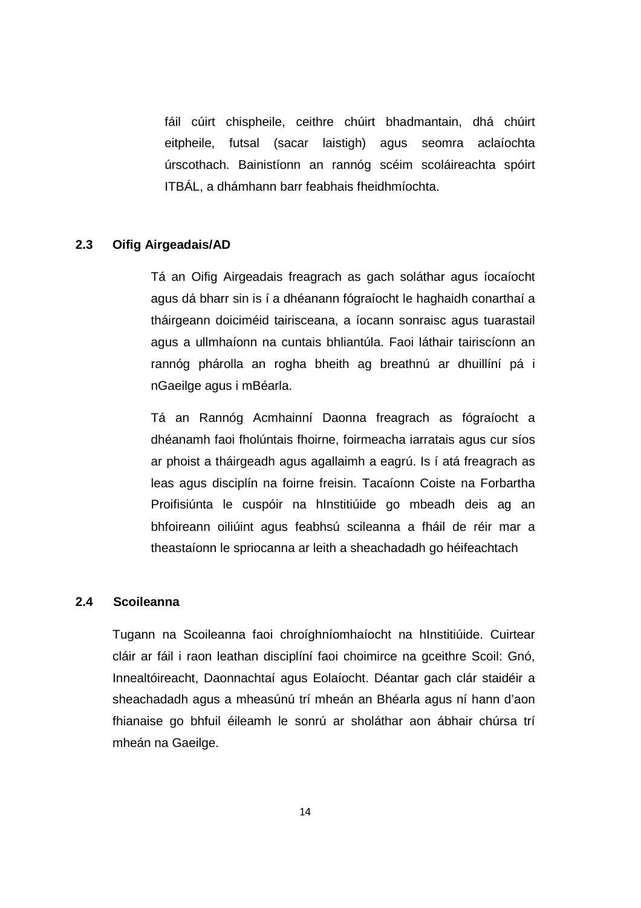fáil cúirt chispheile, ceithre chúirt bhadmantain, dhá chúirt eitpheile, futsal (sacar laistigh) agus seomra aclaíochta úrscothach. Bainistíonn an rannóg scéim scoláireachta spóirt ITBÁL, a dhámhann barr feabhais fheidhmíochta.

## 2.3 Oifig Airgeadais/AD

Tá an Oifig Airgeadais freagrach as gach soláthar agus íocaíocht agus dá bharr sin is í a dhéanann fógraíocht le haghaidh conarthaí a tháirgeann doiciméid tairisceana, a íocann sonraisc agus tuarastail agus a ullmhaíonn na cuntais bhliantúla. Faoi láthair tairiscíonn an rannóg phárolla an rogha bheith ag breathnú ar dhuillíní pá i nGaeilge agus i mBéarla.

Tá an Rannóg Acmhainní Daonna freagrach as fógraíocht a dhéanamh faoi fholúntais fhoirne, foirmeacha iarratais agus cur síos ar phoist a tháirgeadh agus agallaimh a eagrú. Is í atá freagrach as leas agus disciplín na foirne freisin. Tacaíonn Coiste na Forbartha Proifisiúnta le cuspóir na hInstitiúide go mbeadh deis ag an bhfoireann oiliúint agus feabhsú scileanna a fháil de réir mar a theastaíonn le spriocanna ar leith a sheachadadh go héifeachtach

## 2.4 Scoileanna

Tugann na Scoileanna faoi chroíghníomhaíocht na hInstitiúide. Cuirtear cláir ar fáil i raon leathan disciplíní faoi choimirce na gceithre Scoil: Gnó, Innealtóireacht, Daonnachtaí agus Eolaíocht. Déantar gach clár staidéir a sheachadadh agus a mheasúnú trí mheán an Bhéarla agus ní hann d'aon fhianaise go bhfuil éileamh le sonrú ar sholáthar aon ábhair chúrsa trí mheán na Gaeilge.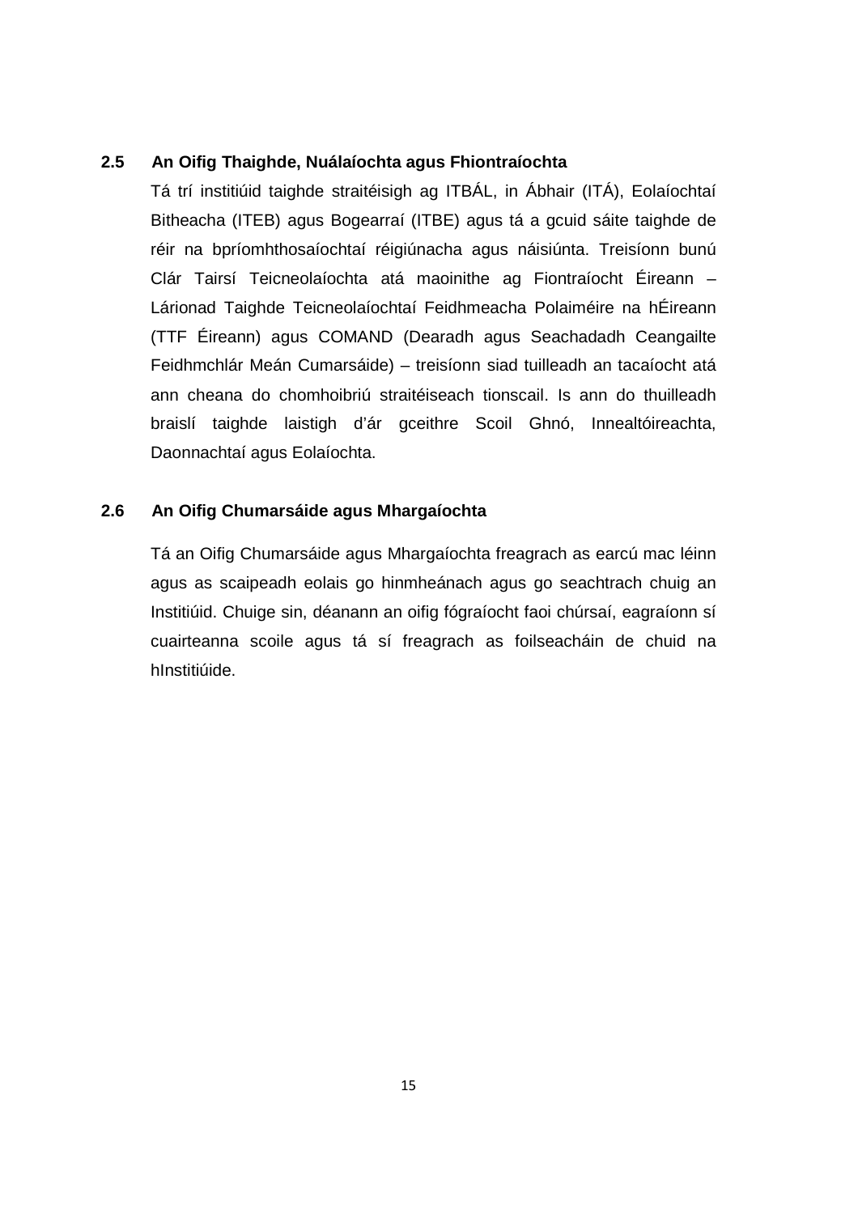## 2.5 An Oifig Thaighde, Nuálaíochta agus Fhiontraíochta

Tá trí institiúid taighde straitéisigh ag ITBÁL, in Ábhair (ITÁ), Eolaíochtaí Bitheacha (ITEB) agus Bogearraí (ITBE) agus tá a gcuid sáite taighde de réir na bpríomhthosaíochtaí réigiúnacha agus náisiúnta. Treisíonn bunú Clár Tairsí Teicneolaíochta atá maoinithe ag Fiontraíocht Éireann – Lárionad Taighde Teicneolaíochtaí Feidhmeacha Polaiméire na hÉireann (TTF Éireann) agus COMAND (Dearadh agus Seachadadh Ceangailte Feidhmchlár Meán Cumarsáide) – treisíonn siad tuilleadh an tacaíocht atá ann cheana do chomhoibriú straitéiseach tionscail. Is ann do thuilleadh braislí taighde laistigh d'ár gceithre Scoil Ghnó, Innealtóireachta, Daonnachtaí agus Eolaíochta.

## 2.6 An Oifig Chumarsáide agus Mhargaíochta

Tá an Oifig Chumarsáide agus Mhargaíochta freagrach as earcú mac léinn agus as scaipeadh eolais go hinmheánach agus go seachtrach chuig an Institiúid. Chuige sin, déanann an oifig fógraíocht faoi chúrsaí, eagraíonn sí cuairteanna scoile agus tá sí freagrach as foilseacháin de chuid na hInstitiúide.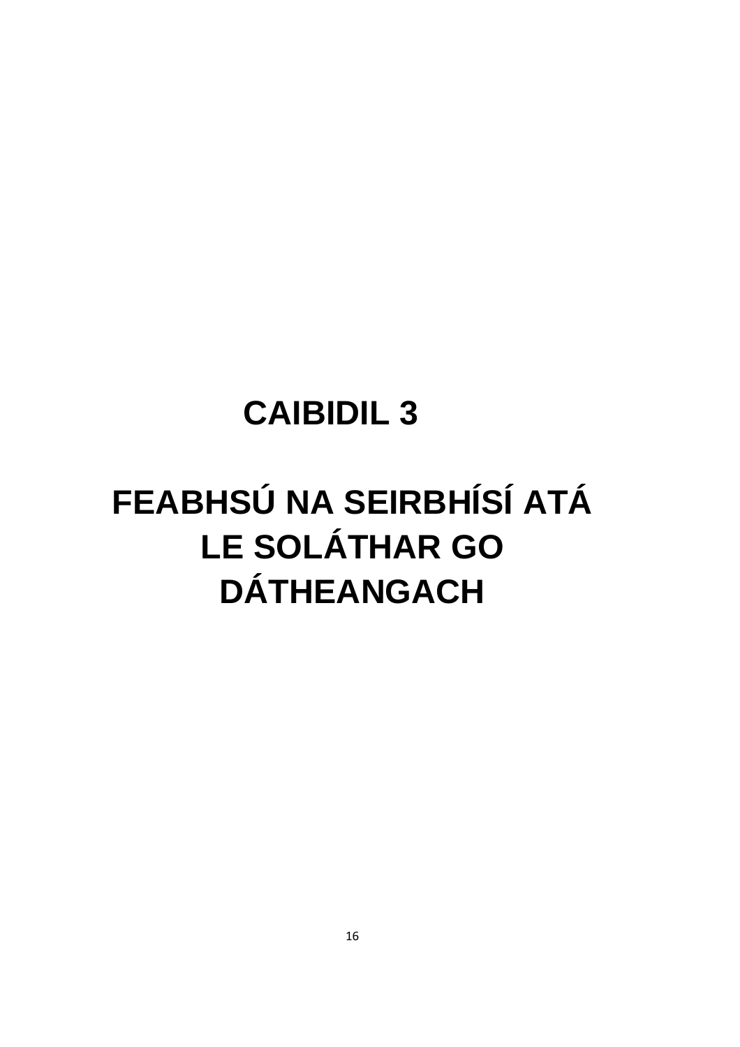# CAIBIDIL 3

# FEABHSÚ NA SEIRBHÍSÍ ATÁ LE SOLÁTHAR GO DÁTHEANGACH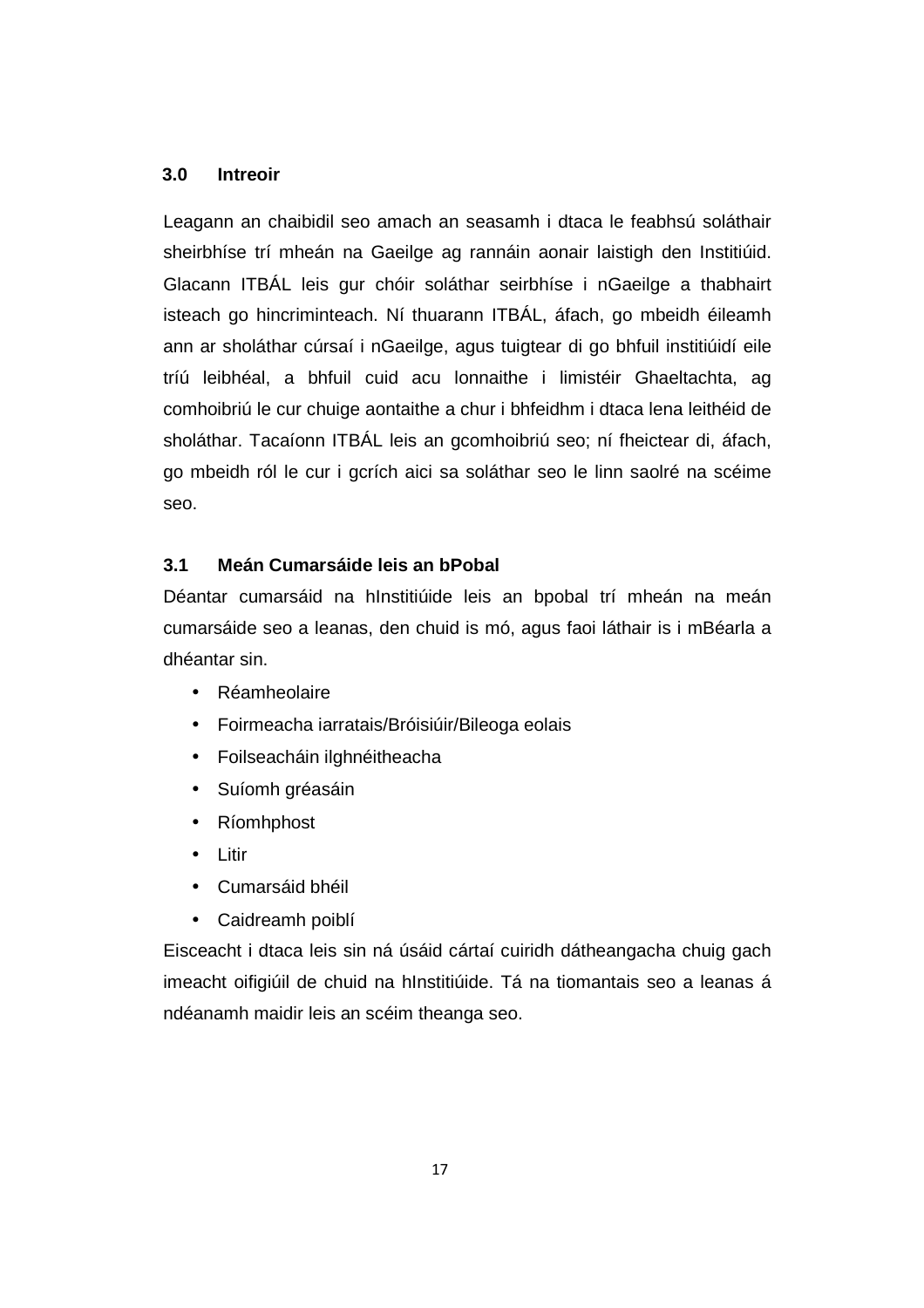## 3.0 Intreoir

Leagann an chaibidil seo amach an seasamh i dtaca le feabhsú soláthair sheirbhíse trí mheán na Gaeilge ag rannáin aonair laistigh den Institiúid. Glacann ITBÁL leis gur chóir soláthar seirbhíse i nGaeilge a thabhairt isteach go hincriminteach. Ní thuarann ITBÁL, áfach, go mbeidh éileamh ann ar sholáthar cúrsaí i nGaeilge, agus tuigtear di go bhfuil institiúidí eile tríú leibhéal, a bhfuil cuid acu lonnaithe i limistéir Ghaeltachta, ag comhoibriú le cur chuige aontaithe a chur i bhfeidhm i dtaca lena leithéid de sholáthar. Tacaíonn ITBÁL leis an gcomhoibriú seo; ní fheictear di, áfach, go mbeidh ról le cur i gcrích aici sa soláthar seo le linn saolré na scéime seo.

## 3.1 Meán Cumarsáide leis an bPobal

Déantar cumarsáid na hInstitiúide leis an bpobal trí mheán na meán cumarsáide seo a leanas, den chuid is mó, agus faoi láthair is i mBéarla a dhéantar sin.

- Réamheolaire
- Foirmeacha iarratais/Bróisiúir/Bileoga eolais
- Foilseacháin ilghnéitheacha
- Suíomh gréasáin
- Ríomhphost
- Litir
- Cumarsáid bhéil
- Caidreamh poiblí

Eisceacht i dtaca leis sin ná úsáid cártaí cuiridh dátheangacha chuig gach imeacht oifigiúil de chuid na hInstitiúide. Tá na tiomantais seo a leanas á ndéanamh maidir leis an scéim theanga seo.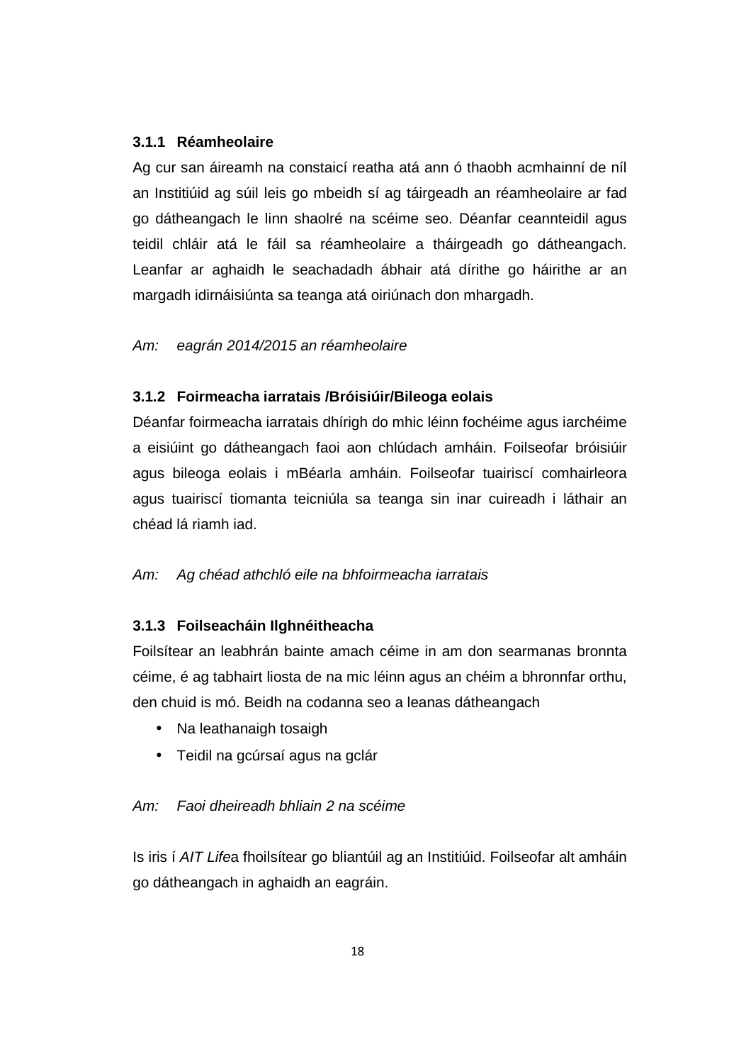### 3.1.1 Réamheolaire

Ag cur san áireamh na constaicí reatha atá ann ó thaobh acmhainní de níl an Institiúid ag súil leis go mbeidh sí ag táirgeadh an réamheolaire ar fad go dátheangach le linn shaolré na scéime seo. Déanfar ceannteidil agus teidil chláir atá le fáil sa réamheolaire a tháirgeadh go dátheangach. Leanfar ar aghaidh le seachadadh ábhair atá dírithe go háirithe ar an margadh idirnáisiúnta sa teanga atá oiriúnach don mhargadh.

*Am: eagrán 2014/2015 an réamheolaire*

### 3.1.2 Foirmeacha iarratais /Bróisiúir/Bileoga eolais

Déanfar foirmeacha iarratais dhírigh do mhic léinn fochéime agus iarchéime a eisiúint go dátheangach faoi aon chlúdach amháin. Foilseofar bróisiúir agus bileoga eolais i mBéarla amháin. Foilseofar tuairiscí comhairleora agus tuairiscí tiomanta teicniúla sa teanga sin inar cuireadh i láthair an chéad lá riamh iad.

*Am: Ag chéad athchló eile na bhfoirmeacha iarratais*

### 3.1.3 Foilseacháin Ilghnéitheacha

Foilsítear an leabhrán bainte amach céime in am don searmanas bronnta céime, é ag tabhairt liosta de na mic léinn agus an chéim a bhronnfar orthu, den chuid is mó. Beidh na codanna seo a leanas dátheangach

- Na leathanaigh tosaigh
- Teidil na gcúrsaí agus na gclár

*Am: Faoi dheireadh bhliain 2 na scéime*

Is iris í *AIT Life*a fhoilsítear go bliantúil ag an Institiúid. Foilseofar alt amháin go dátheangach in aghaidh an eagráin.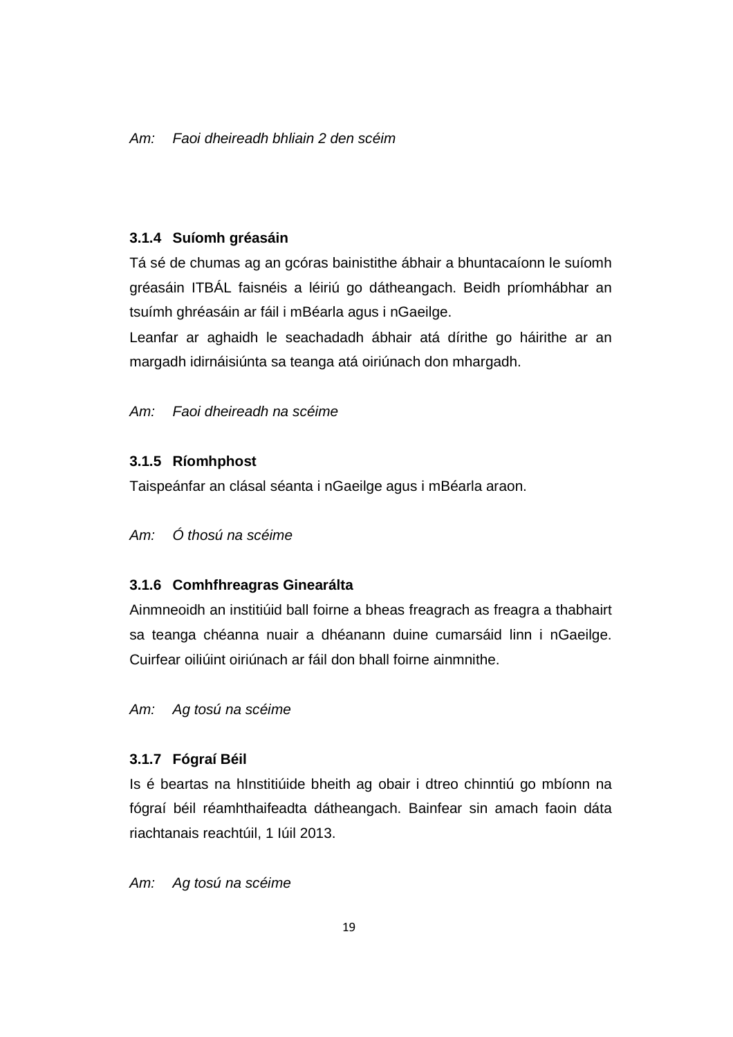*Am: Faoi dheireadh bhliain 2 den scéim*

### 3.1.4 Suíomh gréasáin

Tá sé de chumas ag an gcóras bainistithe ábhair a bhuntacaíonn le suíomh gréasáin ITBÁL faisnéis a léiriú go dátheangach. Beidh príomhábhar an tsuímh ghréasáin ar fáil i mBéarla agus i nGaeilge.

Leanfar ar aghaidh le seachadadh ábhair atá dírithe go háirithe ar an margadh idirnáisiúnta sa teanga atá oiriúnach don mhargadh.

*Am: Faoi dheireadh na scéime*

### 3.1.5 Ríomhphost

Taispeánfar an clásal séanta i nGaeilge agus i mBéarla araon.

*Am: Ó thosú na scéime*

### 3.1.6 Comhfhreagras Ginearálta

Ainmneoidh an institiúid ball foirne a bheas freagrach as freagra a thabhairt sa teanga chéanna nuair a dhéanann duine cumarsáid linn i nGaeilge. Cuirfear oiliúint oiriúnach ar fáil don bhall foirne ainmnithe.

*Am: Ag tosú na scéime*

### 3.1.7 Fógraí Béil

Is é beartas na hInstitiúide bheith ag obair i dtreo chinntiú go mbíonn na fógraí béil réamhthaifeadta dátheangach. Bainfear sin amach faoin dáta riachtanais reachtúil, 1 Iúil 2013.

*Am: Ag tosú na scéime*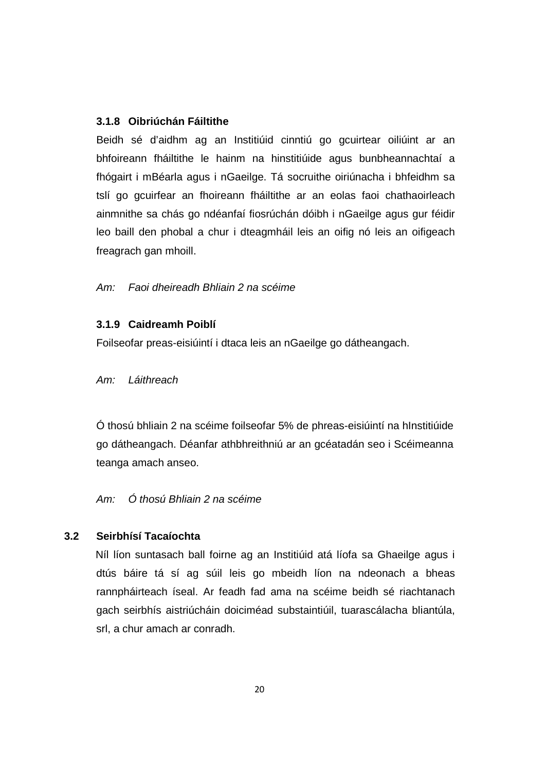### 3.1.8 Oibriúchán Fáiltithe

Beidh sé d'aidhm ag an Institiúid cinntiú go gcuirtear oiliúint ar an bhfoireann fháiltithe le hainm na hinstitiúide agus bunbheannachtaí a fhógairt i mBéarla agus i nGaeilge. Tá socruithe oiriúnacha i bhfeidhm sa tslí go gcuirfear an fhoireann fháiltithe ar an eolas faoi chathaoirleach ainmnithe sa chás go ndéanfaí fiosrúchán dóibh i nGaeilge agus gur féidir leo baill den phobal a chur i dteagmháil leis an oifig nó leis an oifigeach freagrach gan mhoill.

*Am: Faoi dheireadh Bhliain 2 na scéime*

### 3.1.9 Caidreamh Poiblí

Foilseofar preas-eisiúintí i dtaca leis an nGaeilge go dátheangach.

*Am: Láithreach*

Ó thosú bhliain 2 na scéime foilseofar 5% de phreas-eisiúintí na hInstitiúide go dátheangach. Déanfar athbhreithniú ar an gcéatadán seo i Scéimeanna teanga amach anseo.

*Am: Ó thosú Bhliain 2 na scéime*

## 3.2 Seirbhísí Tacaíochta

Níl líon suntasach ball foirne ag an Institiúid atá líofa sa Ghaeilge agus i dtús báire tá sí ag súil leis go mbeidh líon na ndeonach a bheas rannpháirteach íseal. Ar feadh fad ama na scéime beidh sé riachtanach gach seirbhís aistriúcháin doiciméad substaintiúil, tuarascálacha bliantúla, srl, a chur amach ar conradh.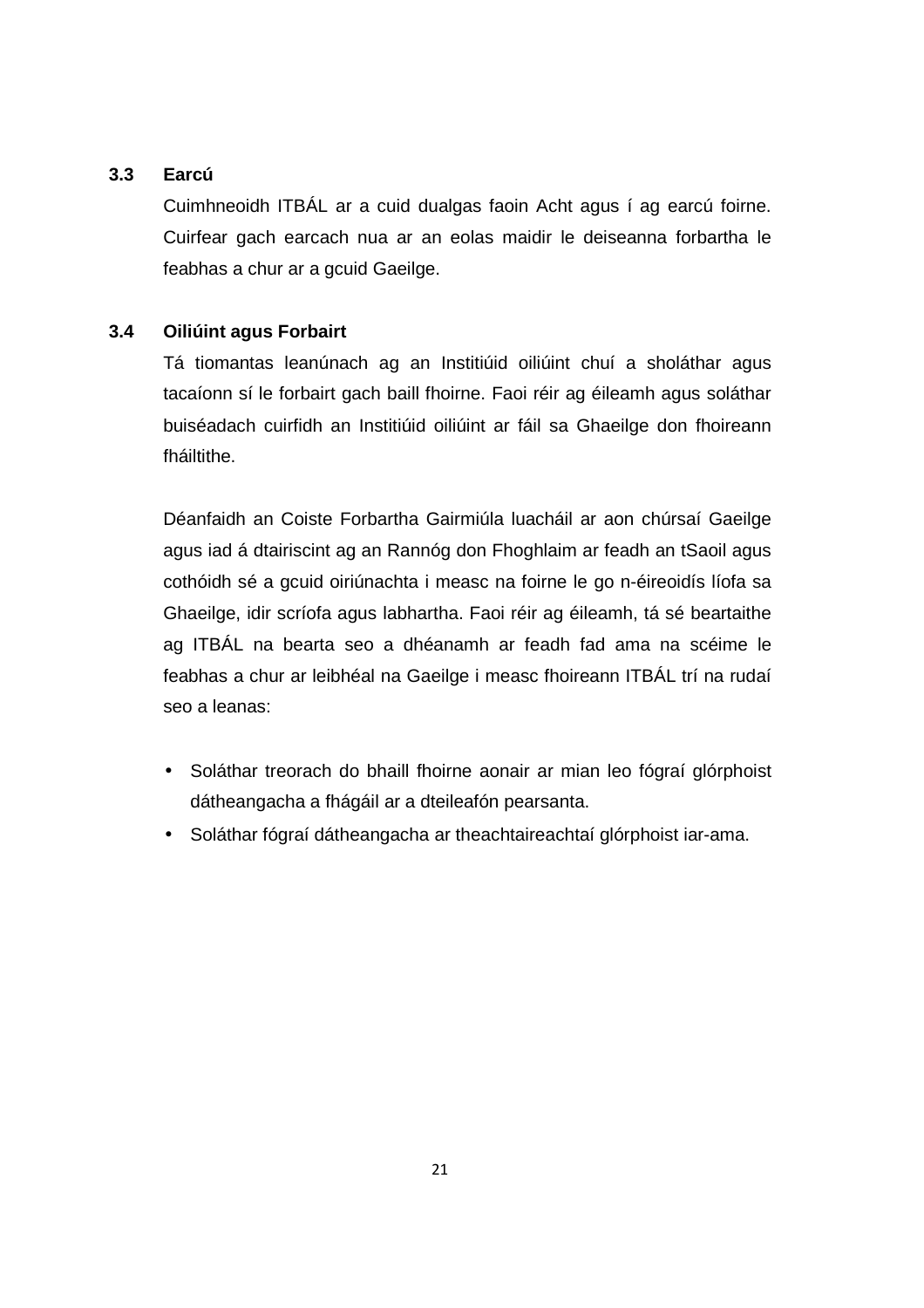### 3.3 Earcú

Cuimhneoidh ITBÁL ar a cuid dualgas faoin Acht agus í ag earcú foirne. Cuirfear gach earcach nua ar an eolas maidir le deiseanna forbartha le feabhas a chur ar a gcuid Gaeilge.

### 3.4 Oiliúint agus Forbairt

Tá tiomantas leanúnach ag an Institiúid oiliúint chuí a sholáthar agus tacaíonn sí le forbairt gach baill fhoirne. Faoi réir ag éileamh agus soláthar buiséadach cuirfidh an Institiúid oiliúint ar fáil sa Ghaeilge don fhoireann fháiltithe.

Déanfaidh an Coiste Forbartha Gairmiúla luacháil ar aon chúrsaí Gaeilge agus iad á dtairiscint ag an Rannóg don Fhoghlaim ar feadh an tSaoil agus cothóidh sé a gcuid oiriúnachta i measc na foirne le go n-éireoidís líofa sa Ghaeilge, idir scríofa agus labhartha. Faoi réir ag éileamh, tá sé beartaithe ag ITBÁL na bearta seo a dhéanamh ar feadh fad ama na scéime le feabhas a chur ar leibhéal na Gaeilge i measc fhoireann ITBÁL trí na rudaí seo a leanas:

- Soláthar treorach do bhaill fhoirne aonair ar mian leo fógraí glórphoist dátheangacha a fhágáil ar a dteileafón pearsanta.
- Soláthar fógraí dátheangacha ar theachtaireachtaí glórphoist iar-ama.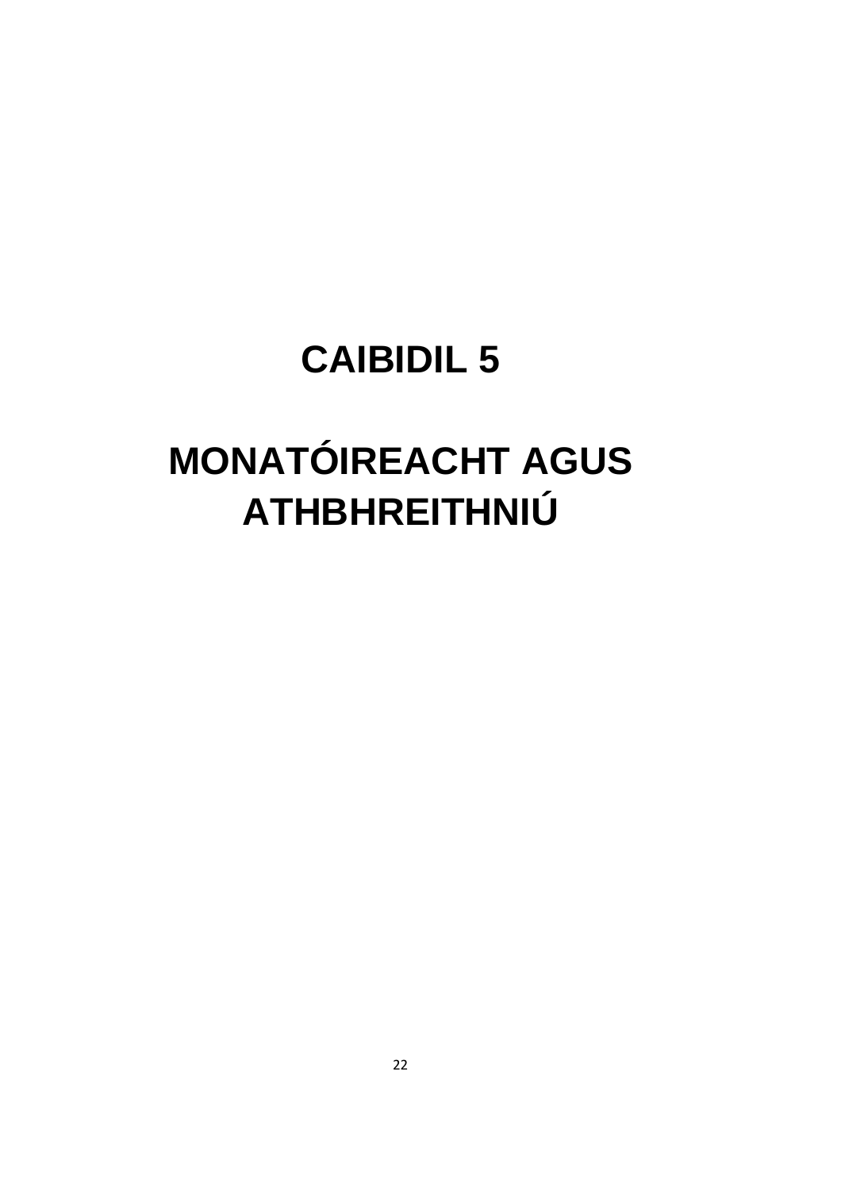# CAIBIDIL 5

# MONATÓIREACHT AGUS ATHBHREITHNIÚ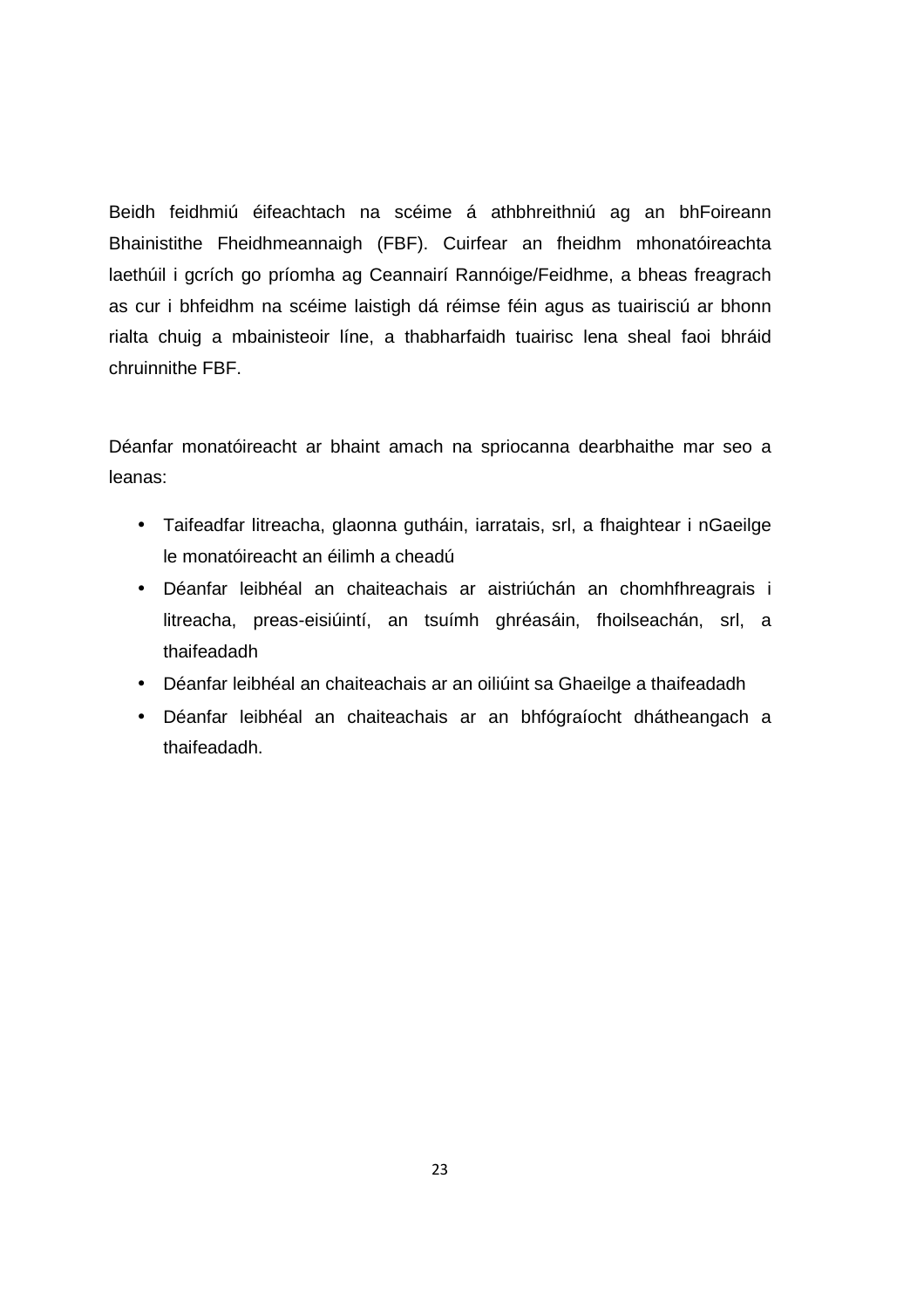Beidh feidhmiú éifeachtach na scéime á athbhreithniú ag an bhFoireann Bhainistithe Fheidhmeannaigh (FBF). Cuirfear an fheidhm mhonatóireachta laethúil i gcrích go príomha ag Ceannairí Rannóige/Feidhme, a bheas freagrach as cur i bhfeidhm na scéime laistigh dá réimse féin agus as tuairisciú ar bhonn rialta chuig a mbainisteoir líne, a thabharfaidh tuairisc lena sheal faoi bhráid chruinnithe FBF.

Déanfar monatóireacht ar bhaint amach na spriocanna dearbhaithe mar seo a leanas:

- Taifeadfar litreacha, glaonna gutháin, iarratais, srl, a fhaightear i nGaeilge le monatóireacht an éilimh a cheadú
- Déanfar leibhéal an chaiteachais ar aistriúchán an chomhfhreagrais i litreacha, preas-eisiúintí, an tsuímh ghréasáin, fhoilseachán, srl, a thaifeadadh
- Déanfar leibhéal an chaiteachais ar an oiliúint sa Ghaeilge a thaifeadadh
- Déanfar leibhéal an chaiteachais ar an bhfógraíocht dhátheangach a thaifeadadh.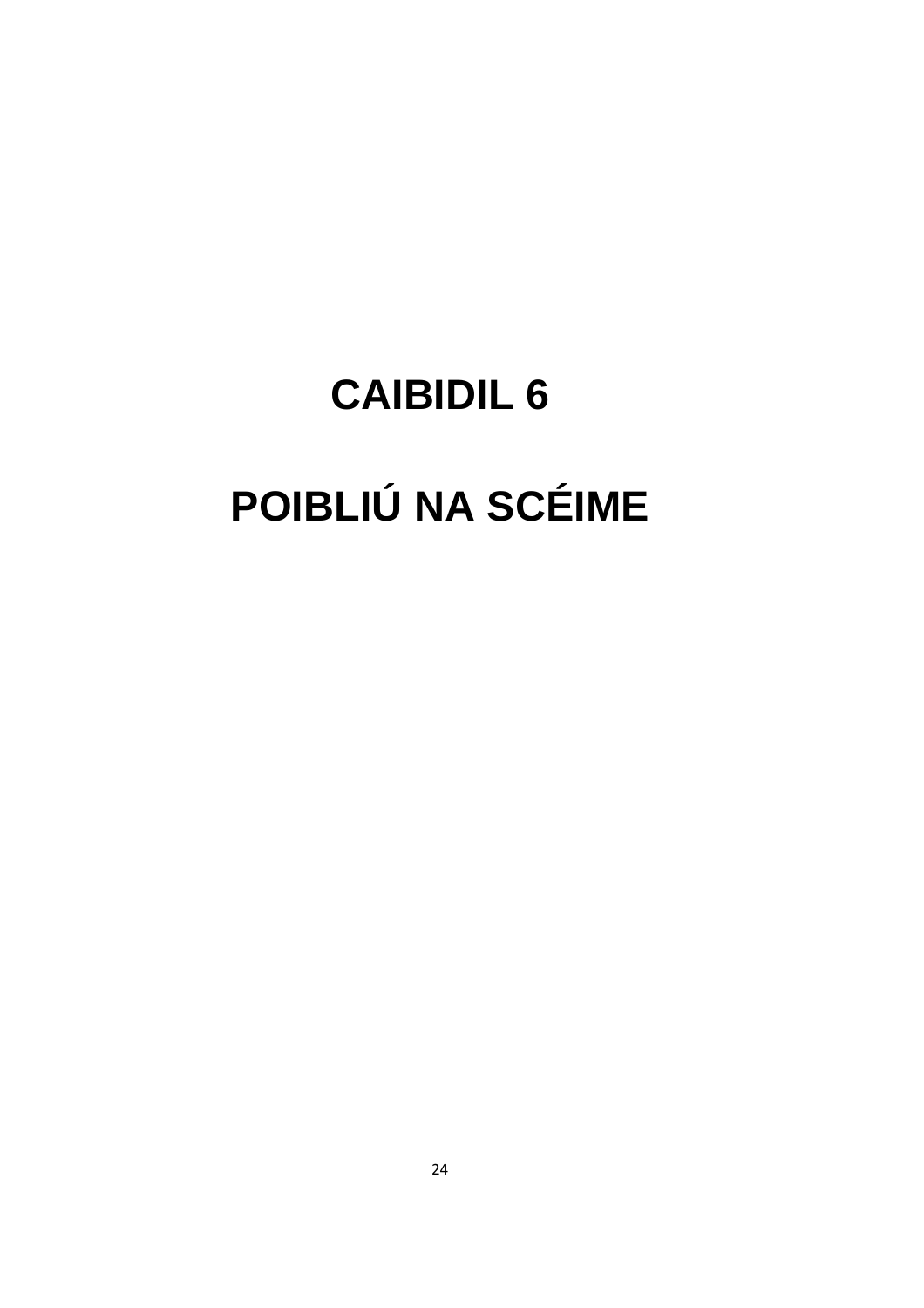# CAIBIDIL 6

# POIBLIÚ NA SCÉIME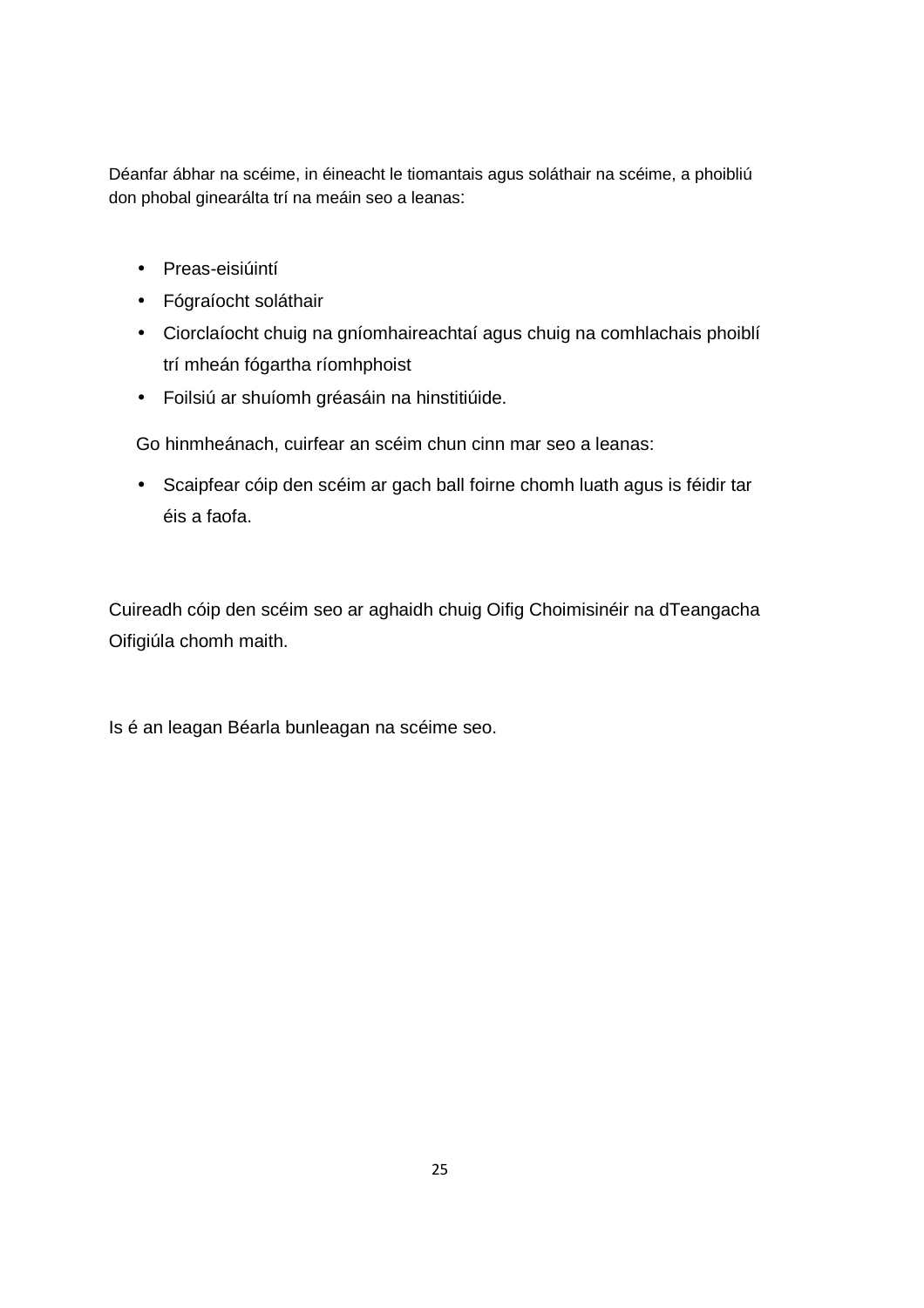Déanfar ábhar na scéime, in éineacht le tiomantais agus soláthair na scéime, a phoibliú don phobal ginearálta trí na meáin seo a leanas:

- Preas-eisiúintí
- Fógraíocht soláthair
- Ciorclaíocht chuig na gníomhaireachtaí agus chuig na comhlachais phoiblí trí mheán fógartha ríomhphoist
- Foilsiú ar shuíomh gréasáin na hinstitiúide.

Go hinmheánach, cuirfear an scéim chun cinn mar seo a leanas:

- Scaipfear cóip den scéim ar gach ball foirne chomh luath agus is féidir tar éis a faofa.

Cuireadh cóip den scéim seo ar aghaidh chuig Oifig Choimisinéir na dTeangacha Oifigiúla chomh maith.

Is é an leagan Béarla bunleagan na scéime seo.